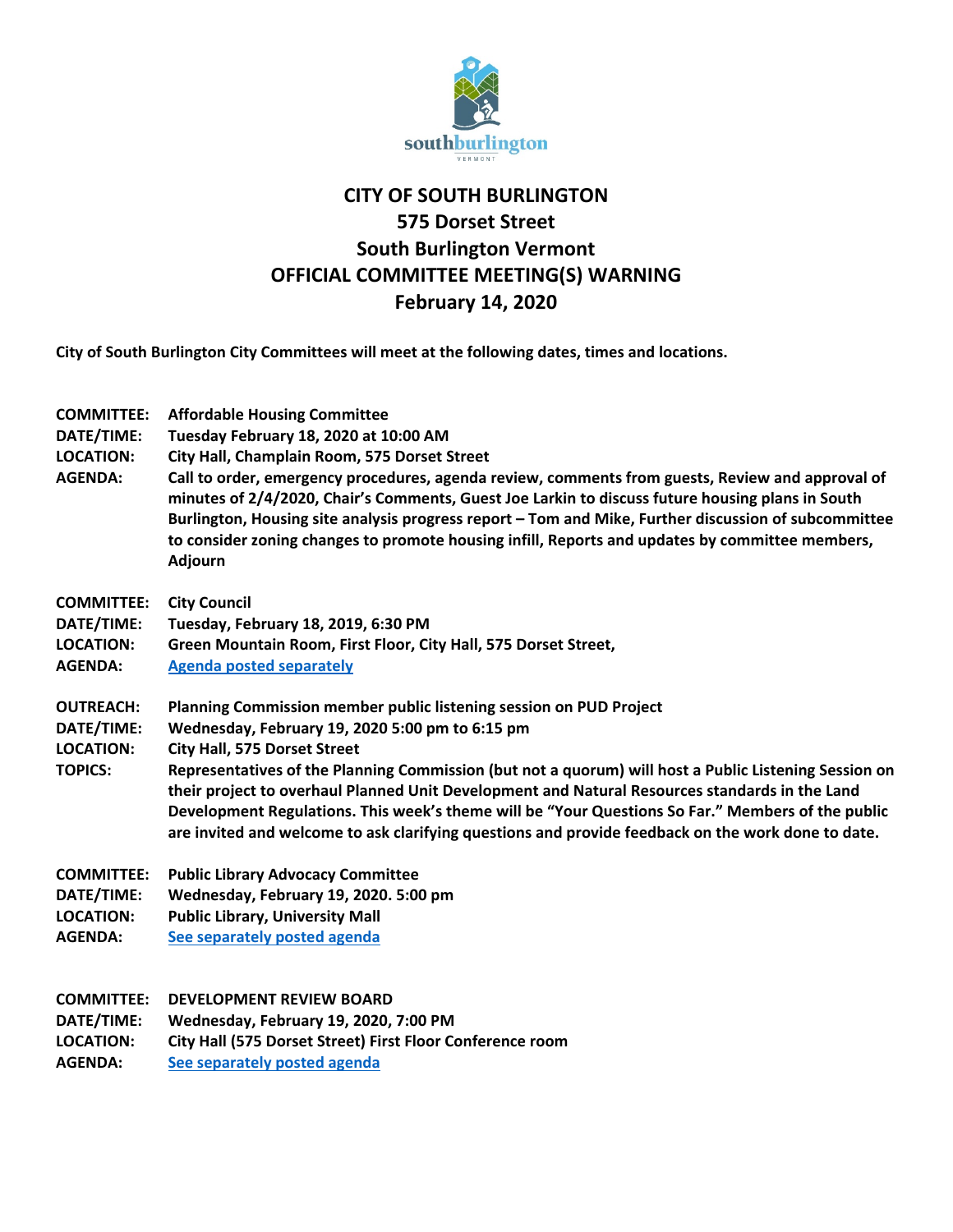southburlington
VERMONT

# CITY OF SOUTH BURLINGTON
## 575 Dorset Street
## South Burlington Vermont
## OFFICIAL COMMITTEE MEETING(S) WARNING
## February 14, 2020

**City of South Burlington City Committees will meet at the following dates, times and locations.**

**COMMITTEE:** Affordable Housing Committee
**DATE/TIME:** Tuesday February 18, 2020 at 10:00 AM
**LOCATION:** City Hall, Champlain Room, 575 Dorset Street
**AGENDA:** Call to order, emergency procedures, agenda review, comments from guests, Review and approval of minutes of 2/4/2020, Chair's Comments, Guest Joe Larkin to discuss future housing plans in South Burlington, Housing site analysis progress report – Tom and Mike, Further discussion of subcommittee to consider zoning changes to promote housing infill, Reports and updates by committee members, Adjourn

**COMMITTEE:** City Council
**DATE/TIME:** Tuesday, February 18, 2019, 6:30 PM
**LOCATION:** Green Mountain Room, First Floor, City Hall, 575 Dorset Street,
**AGENDA:** Agenda posted separately

**OUTREACH:** Planning Commission member public listening session on PUD Project
**DATE/TIME:** Wednesday, February 19, 2020 5:00 pm to 6:15 pm
**LOCATION:** City Hall, 575 Dorset Street
**TOPICS:** Representatives of the Planning Commission (but not a quorum) will host a Public Listening Session on their project to overhaul Planned Unit Development and Natural Resources standards in the Land Development Regulations. This week's theme will be "Your Questions So Far." Members of the public are invited and welcome to ask clarifying questions and provide feedback on the work done to date.

**COMMITTEE:** Public Library Advocacy Committee
**DATE/TIME:** Wednesday, February 19, 2020. 5:00 pm
**LOCATION:** Public Library, University Mall
**AGENDA:** See separately posted agenda

**COMMITTEE:** DEVELOPMENT REVIEW BOARD
**DATE/TIME:** Wednesday, February 19, 2020, 7:00 PM
**LOCATION:** City Hall (575 Dorset Street) First Floor Conference room
**AGENDA:** See separately posted agenda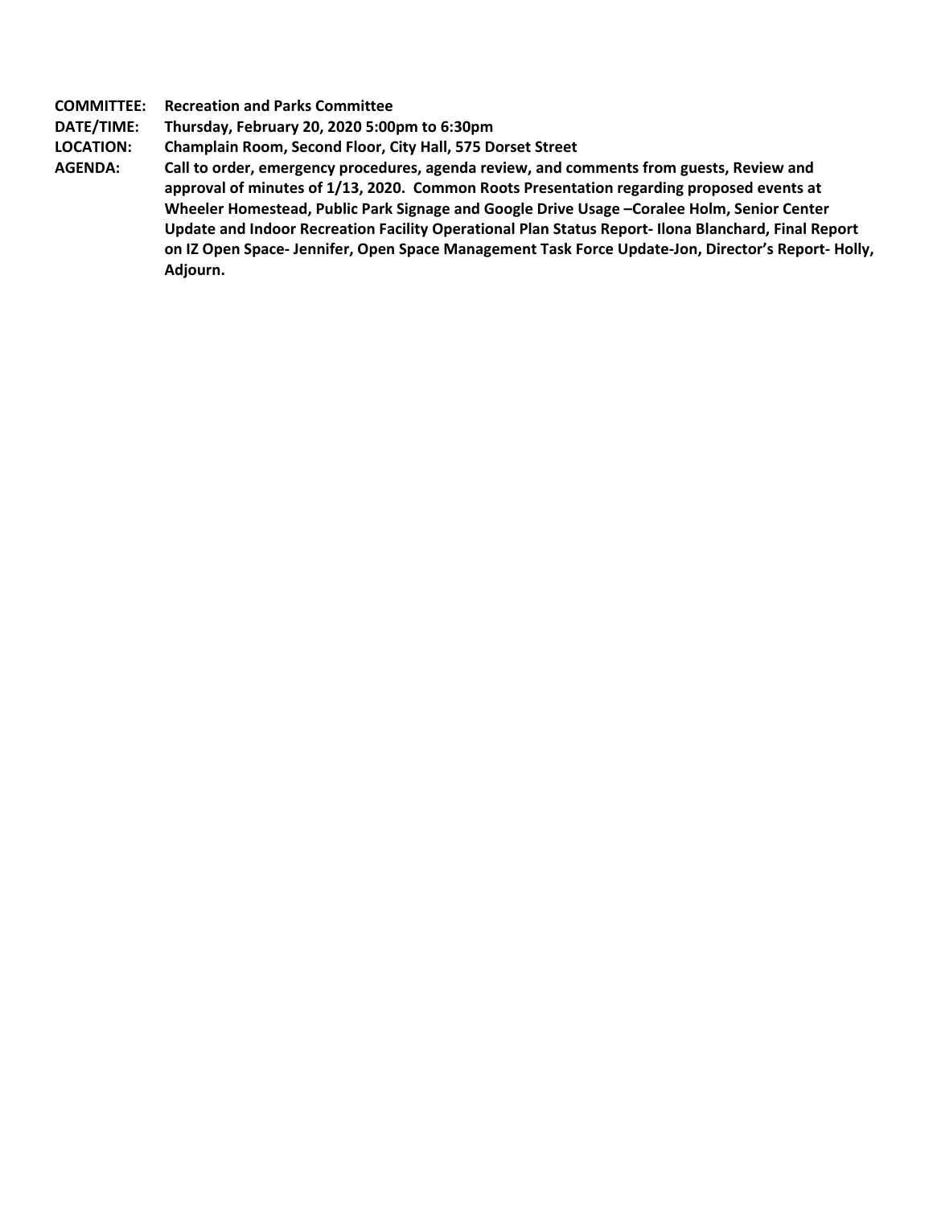**COMMITTEE:** **Recreation and Parks Committee**

**DATE/TIME:** **Thursday, February 20, 2020 5:00pm to 6:30pm**

**LOCATION:** **Champlain Room, Second Floor, City Hall, 575 Dorset Street**

**AGENDA:** **Call to order, emergency procedures, agenda review, and comments from guests, Review and approval of minutes of 1/13, 2020. Common Roots Presentation regarding proposed events at Wheeler Homestead, Public Park Signage and Google Drive Usage –Coralee Holm, Senior Center Update and Indoor Recreation Facility Operational Plan Status Report- Ilona Blanchard, Final Report on IZ Open Space- Jennifer, Open Space Management Task Force Update-Jon, Director's Report- Holly, Adjourn.**